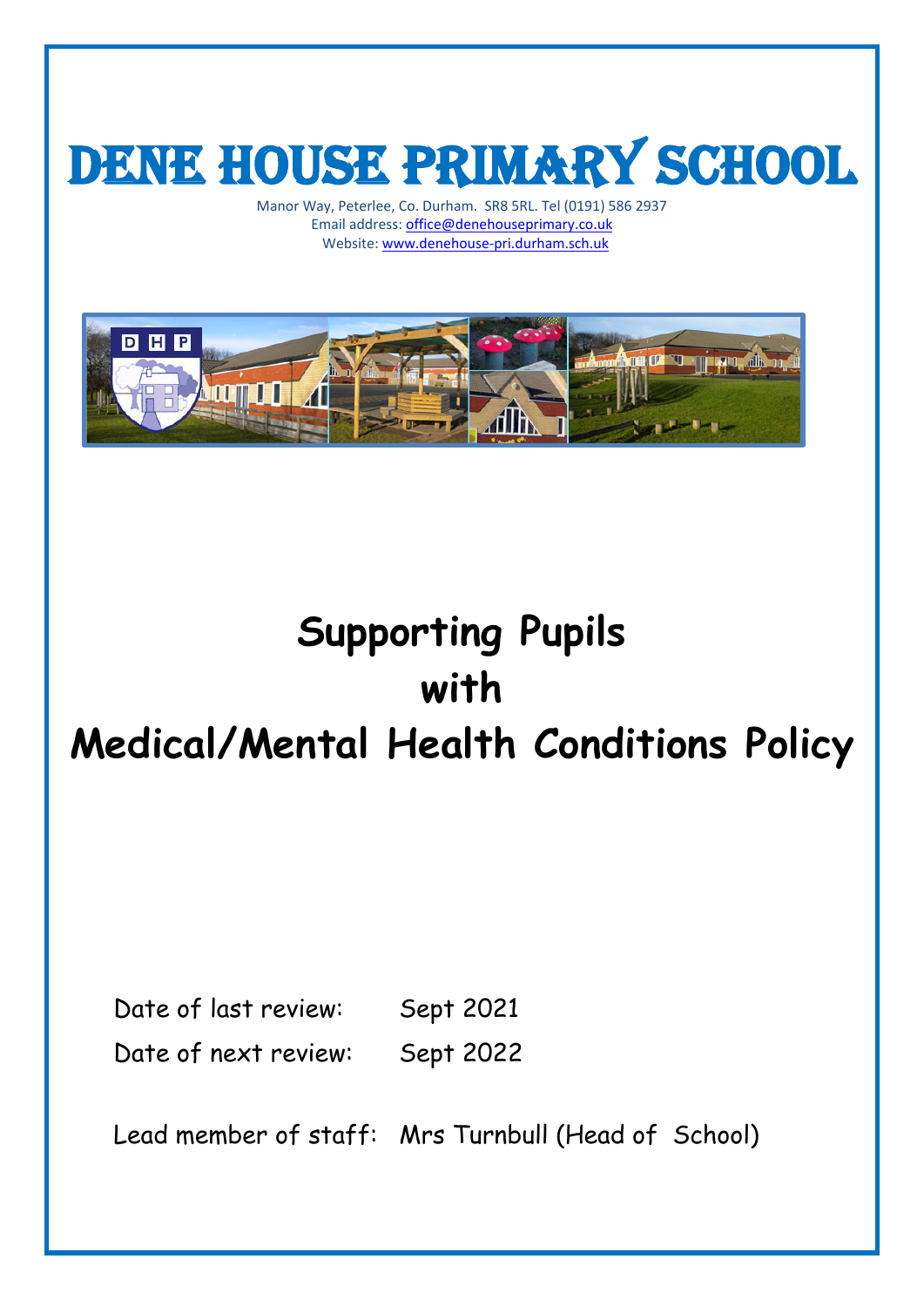# Dene House Primary School

Manor Way, Peterlee, Co. Durham. SR8 5RL. Tel (0191) 586 2937
Email address: office@denehouseprimary.co.uk
Website: www.denehouse-pri.durham.sch.uk

# Supporting Pupils with Medical/Mental Health Conditions Policy

Date of last review: Sept 2021

Date of next review: Sept 2022

Lead member of staff: Mrs Turnbull (Head of School)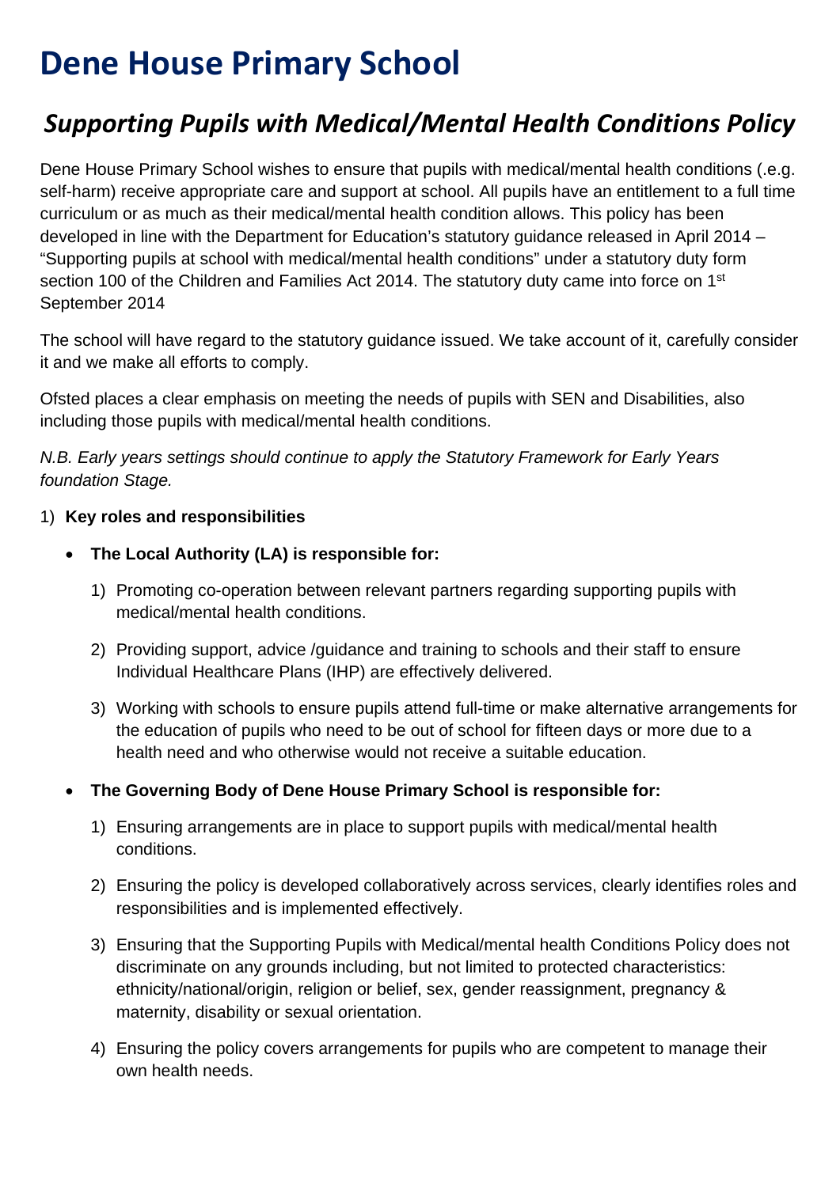# Dene House Primary School

## *Supporting Pupils with Medical/Mental Health Conditions Policy*

Dene House Primary School wishes to ensure that pupils with medical/mental health conditions (.e.g. self-harm) receive appropriate care and support at school. All pupils have an entitlement to a full time curriculum or as much as their medical/mental health condition allows. This policy has been developed in line with the Department for Education's statutory guidance released in April 2014 – "Supporting pupils at school with medical/mental health conditions" under a statutory duty form section 100 of the Children and Families Act 2014. The statutory duty came into force on 1st September 2014

The school will have regard to the statutory guidance issued. We take account of it, carefully consider it and we make all efforts to comply.

Ofsted places a clear emphasis on meeting the needs of pupils with SEN and Disabilities, also including those pupils with medical/mental health conditions.

*N.B. Early years settings should continue to apply the Statutory Framework for Early Years foundation Stage.*

1) **Key roles and responsibilities**

- **The Local Authority (LA) is responsible for:**
  1) Promoting co-operation between relevant partners regarding supporting pupils with medical/mental health conditions.
  2) Providing support, advice /guidance and training to schools and their staff to ensure Individual Healthcare Plans (IHP) are effectively delivered.
  3) Working with schools to ensure pupils attend full-time or make alternative arrangements for the education of pupils who need to be out of school for fifteen days or more due to a health need and who otherwise would not receive a suitable education.

- **The Governing Body of Dene House Primary School is responsible for:**
  1) Ensuring arrangements are in place to support pupils with medical/mental health conditions.
  2) Ensuring the policy is developed collaboratively across services, clearly identifies roles and responsibilities and is implemented effectively.
  3) Ensuring that the Supporting Pupils with Medical/mental health Conditions Policy does not discriminate on any grounds including, but not limited to protected characteristics: ethnicity/national/origin, religion or belief, sex, gender reassignment, pregnancy & maternity, disability or sexual orientation.
  4) Ensuring the policy covers arrangements for pupils who are competent to manage their own health needs.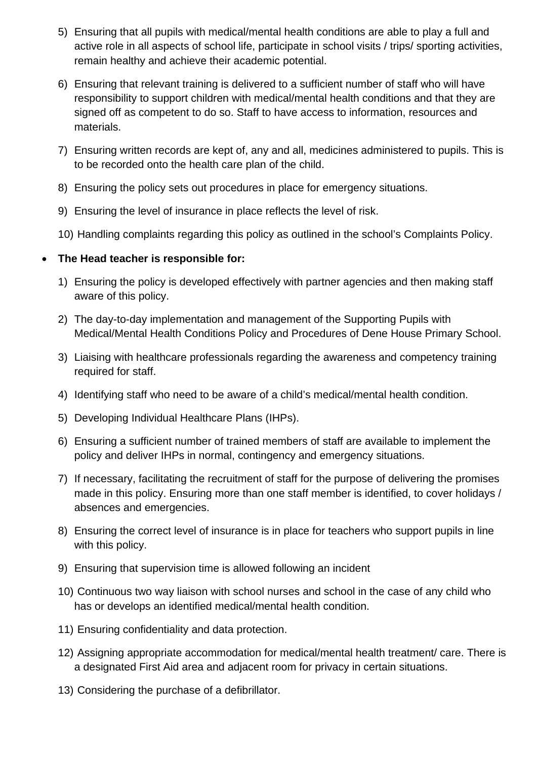5) Ensuring that all pupils with medical/mental health conditions are able to play a full and active role in all aspects of school life, participate in school visits / trips/ sporting activities, remain healthy and achieve their academic potential.

6) Ensuring that relevant training is delivered to a sufficient number of staff who will have responsibility to support children with medical/mental health conditions and that they are signed off as competent to do so. Staff to have access to information, resources and materials.

7) Ensuring written records are kept of, any and all, medicines administered to pupils. This is to be recorded onto the health care plan of the child.

8) Ensuring the policy sets out procedures in place for emergency situations.

9) Ensuring the level of insurance in place reflects the level of risk.

10) Handling complaints regarding this policy as outlined in the school's Complaints Policy.

- **The Head teacher is responsible for:**

1) Ensuring the policy is developed effectively with partner agencies and then making staff aware of this policy.

2) The day-to-day implementation and management of the Supporting Pupils with Medical/Mental Health Conditions Policy and Procedures of Dene House Primary School.

3) Liaising with healthcare professionals regarding the awareness and competency training required for staff.

4) Identifying staff who need to be aware of a child's medical/mental health condition.

5) Developing Individual Healthcare Plans (IHPs).

6) Ensuring a sufficient number of trained members of staff are available to implement the policy and deliver IHPs in normal, contingency and emergency situations.

7) If necessary, facilitating the recruitment of staff for the purpose of delivering the promises made in this policy. Ensuring more than one staff member is identified, to cover holidays / absences and emergencies.

8) Ensuring the correct level of insurance is in place for teachers who support pupils in line with this policy.

9) Ensuring that supervision time is allowed following an incident

10) Continuous two way liaison with school nurses and school in the case of any child who has or develops an identified medical/mental health condition.

11) Ensuring confidentiality and data protection.

12) Assigning appropriate accommodation for medical/mental health treatment/ care. There is a designated First Aid area and adjacent room for privacy in certain situations.

13) Considering the purchase of a defibrillator.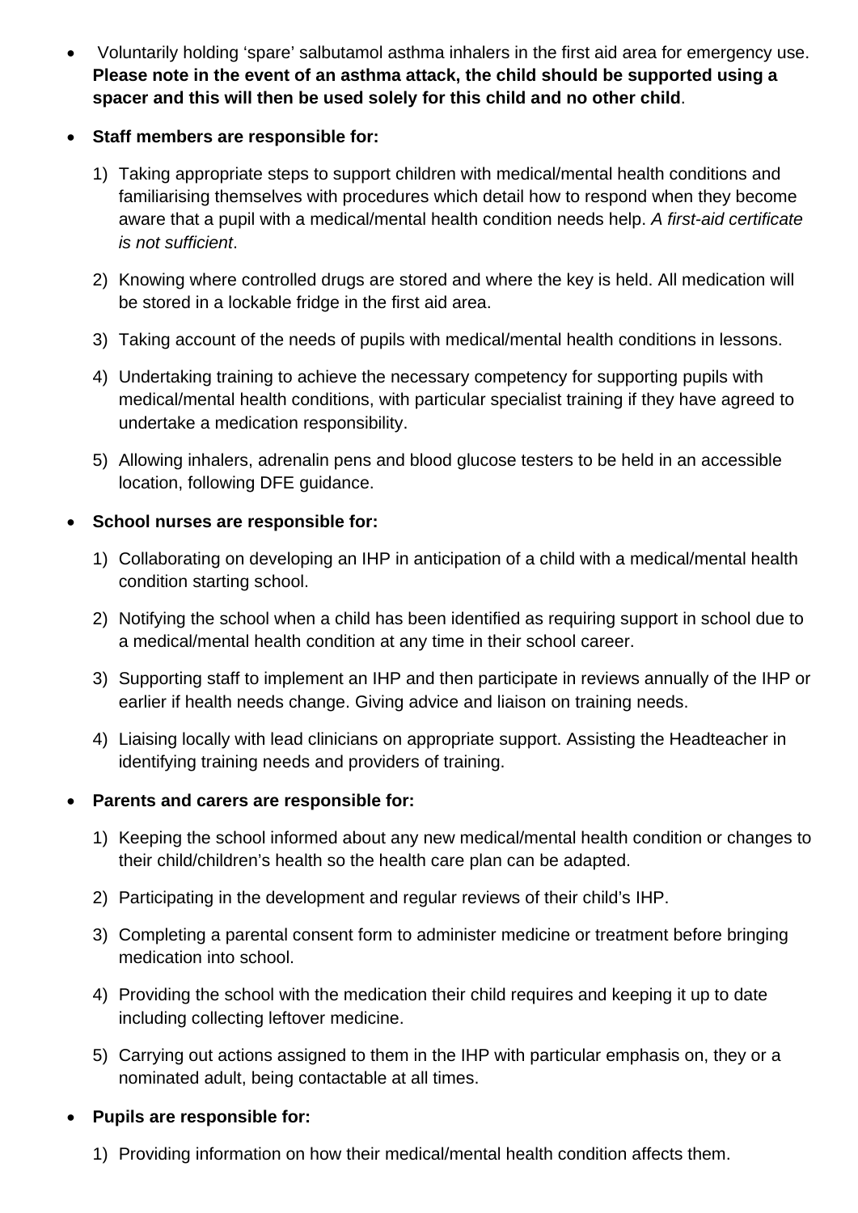- Voluntarily holding 'spare' salbutamol asthma inhalers in the first aid area for emergency use. **Please note in the event of an asthma attack, the child should be supported using a spacer and this will then be used solely for this child and no other child**.

- **Staff members are responsible for:**

    1) Taking appropriate steps to support children with medical/mental health conditions and familiarising themselves with procedures which detail how to respond when they become aware that a pupil with a medical/mental health condition needs help. *A first-aid certificate is not sufficient*.
    2) Knowing where controlled drugs are stored and where the key is held. All medication will be stored in a lockable fridge in the first aid area.
    3) Taking account of the needs of pupils with medical/mental health conditions in lessons.
    4) Undertaking training to achieve the necessary competency for supporting pupils with medical/mental health conditions, with particular specialist training if they have agreed to undertake a medication responsibility.
    5) Allowing inhalers, adrenalin pens and blood glucose testers to be held in an accessible location, following DFE guidance.

- **School nurses are responsible for:**

    1) Collaborating on developing an IHP in anticipation of a child with a medical/mental health condition starting school.
    2) Notifying the school when a child has been identified as requiring support in school due to a medical/mental health condition at any time in their school career.
    3) Supporting staff to implement an IHP and then participate in reviews annually of the IHP or earlier if health needs change. Giving advice and liaison on training needs.
    4) Liaising locally with lead clinicians on appropriate support. Assisting the Headteacher in identifying training needs and providers of training.

- **Parents and carers are responsible for:**

    1) Keeping the school informed about any new medical/mental health condition or changes to their child/children's health so the health care plan can be adapted.
    2) Participating in the development and regular reviews of their child's IHP.
    3) Completing a parental consent form to administer medicine or treatment before bringing medication into school.
    4) Providing the school with the medication their child requires and keeping it up to date including collecting leftover medicine.
    5) Carrying out actions assigned to them in the IHP with particular emphasis on, they or a nominated adult, being contactable at all times.

- **Pupils are responsible for:**

    1) Providing information on how their medical/mental health condition affects them.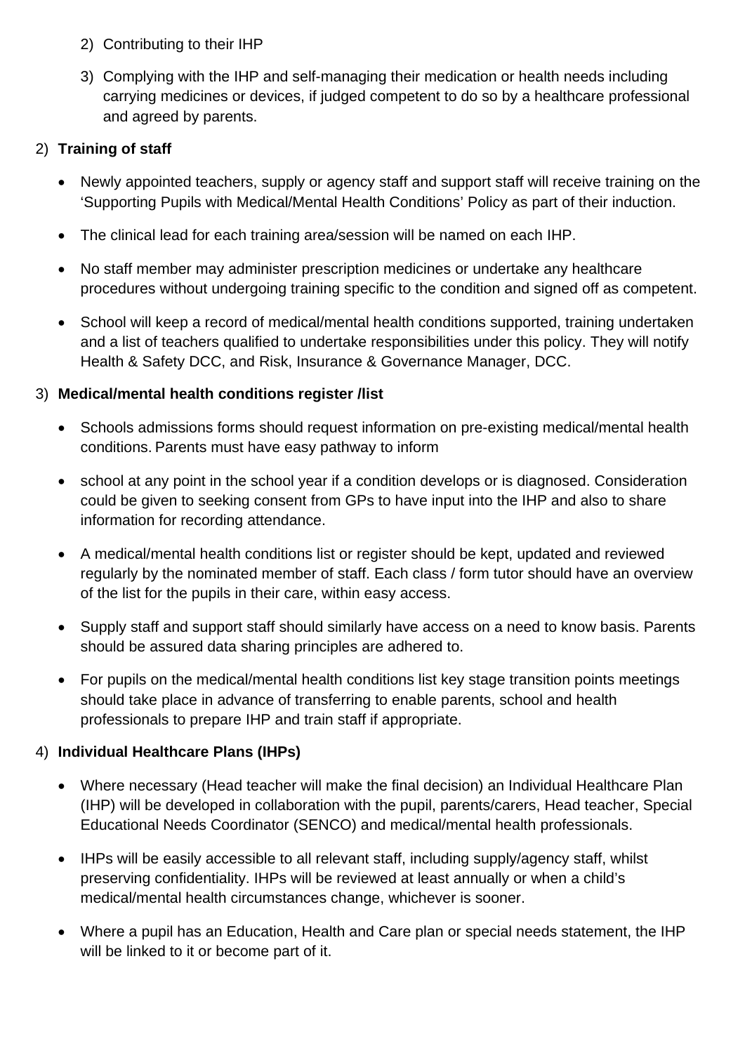2) Contributing to their IHP

3) Complying with the IHP and self-managing their medication or health needs including carrying medicines or devices, if judged competent to do so by a healthcare professional and agreed by parents.

2) **Training of staff**

- Newly appointed teachers, supply or agency staff and support staff will receive training on the 'Supporting Pupils with Medical/Mental Health Conditions' Policy as part of their induction.
- The clinical lead for each training area/session will be named on each IHP.
- No staff member may administer prescription medicines or undertake any healthcare procedures without undergoing training specific to the condition and signed off as competent.
- School will keep a record of medical/mental health conditions supported, training undertaken and a list of teachers qualified to undertake responsibilities under this policy. They will notify Health & Safety DCC, and Risk, Insurance & Governance Manager, DCC.

3) **Medical/mental health conditions register /list**

- Schools admissions forms should request information on pre-existing medical/mental health conditions. Parents must have easy pathway to inform
- school at any point in the school year if a condition develops or is diagnosed. Consideration could be given to seeking consent from GPs to have input into the IHP and also to share information for recording attendance.
- A medical/mental health conditions list or register should be kept, updated and reviewed regularly by the nominated member of staff. Each class / form tutor should have an overview of the list for the pupils in their care, within easy access.
- Supply staff and support staff should similarly have access on a need to know basis. Parents should be assured data sharing principles are adhered to.
- For pupils on the medical/mental health conditions list key stage transition points meetings should take place in advance of transferring to enable parents, school and health professionals to prepare IHP and train staff if appropriate.

4) **Individual Healthcare Plans (IHPs)**

- Where necessary (Head teacher will make the final decision) an Individual Healthcare Plan (IHP) will be developed in collaboration with the pupil, parents/carers, Head teacher, Special Educational Needs Coordinator (SENCO) and medical/mental health professionals.
- IHPs will be easily accessible to all relevant staff, including supply/agency staff, whilst preserving confidentiality. IHPs will be reviewed at least annually or when a child's medical/mental health circumstances change, whichever is sooner.
- Where a pupil has an Education, Health and Care plan or special needs statement, the IHP will be linked to it or become part of it.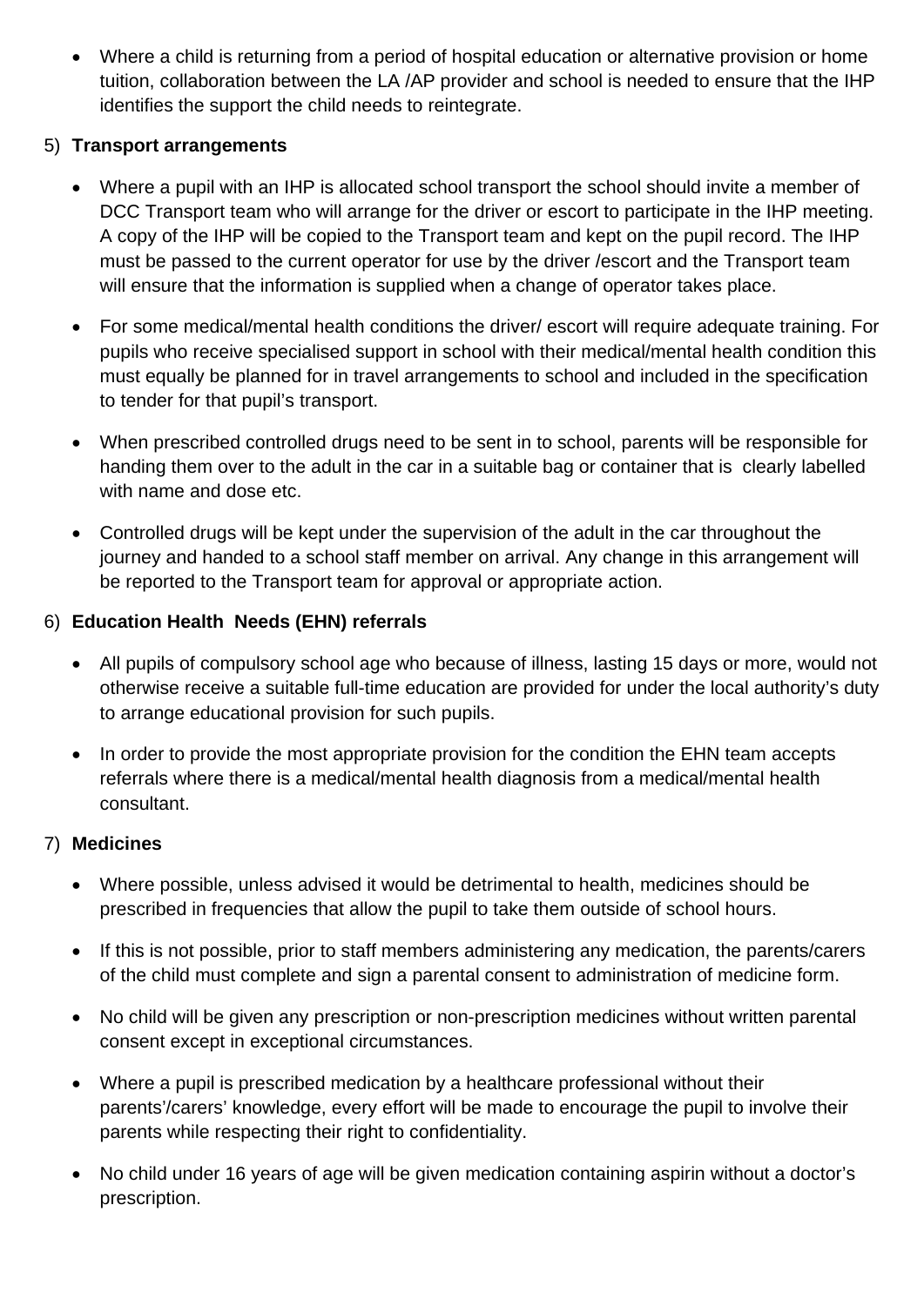- Where a child is returning from a period of hospital education or alternative provision or home tuition, collaboration between the LA /AP provider and school is needed to ensure that the IHP identifies the support the child needs to reintegrate.

5) **Transport arrangements**

- Where a pupil with an IHP is allocated school transport the school should invite a member of DCC Transport team who will arrange for the driver or escort to participate in the IHP meeting. A copy of the IHP will be copied to the Transport team and kept on the pupil record. The IHP must be passed to the current operator for use by the driver /escort and the Transport team will ensure that the information is supplied when a change of operator takes place.
- For some medical/mental health conditions the driver/ escort will require adequate training. For pupils who receive specialised support in school with their medical/mental health condition this must equally be planned for in travel arrangements to school and included in the specification to tender for that pupil's transport.
- When prescribed controlled drugs need to be sent in to school, parents will be responsible for handing them over to the adult in the car in a suitable bag or container that is clearly labelled with name and dose etc.
- Controlled drugs will be kept under the supervision of the adult in the car throughout the journey and handed to a school staff member on arrival. Any change in this arrangement will be reported to the Transport team for approval or appropriate action.

6) **Education Health Needs (EHN) referrals**

- All pupils of compulsory school age who because of illness, lasting 15 days or more, would not otherwise receive a suitable full-time education are provided for under the local authority's duty to arrange educational provision for such pupils.
- In order to provide the most appropriate provision for the condition the EHN team accepts referrals where there is a medical/mental health diagnosis from a medical/mental health consultant.

7) **Medicines**

- Where possible, unless advised it would be detrimental to health, medicines should be prescribed in frequencies that allow the pupil to take them outside of school hours.
- If this is not possible, prior to staff members administering any medication, the parents/carers of the child must complete and sign a parental consent to administration of medicine form.
- No child will be given any prescription or non-prescription medicines without written parental consent except in exceptional circumstances.
- Where a pupil is prescribed medication by a healthcare professional without their parents'/carers' knowledge, every effort will be made to encourage the pupil to involve their parents while respecting their right to confidentiality.
- No child under 16 years of age will be given medication containing aspirin without a doctor's prescription.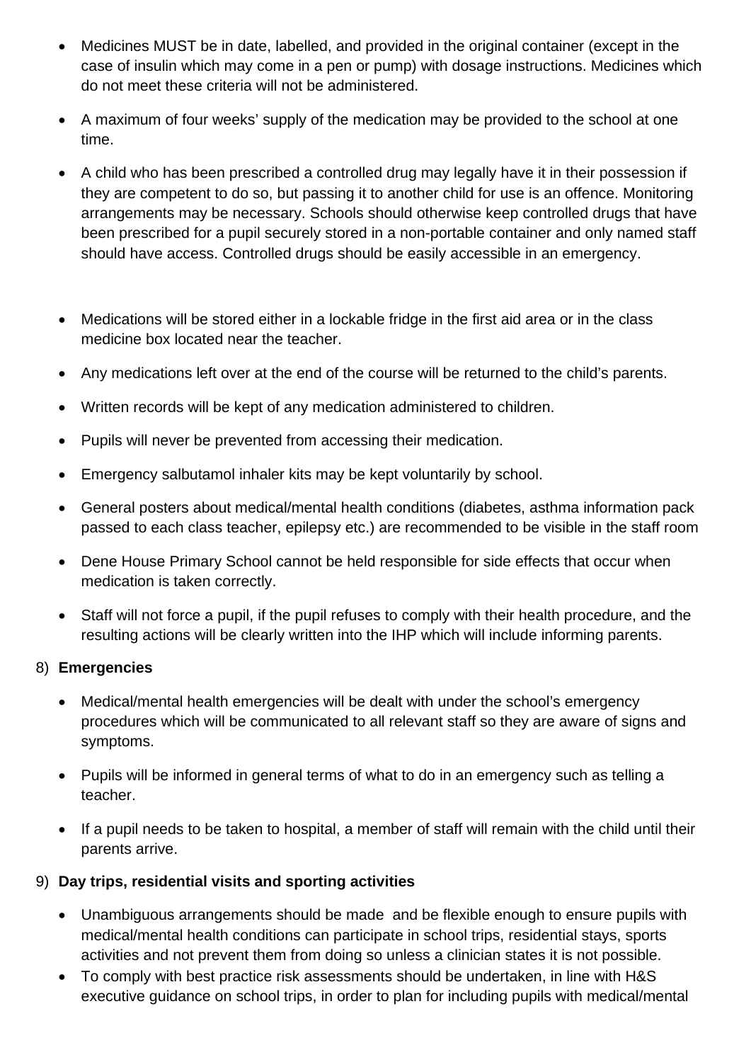- Medicines MUST be in date, labelled, and provided in the original container (except in the case of insulin which may come in a pen or pump) with dosage instructions. Medicines which do not meet these criteria will not be administered.
- A maximum of four weeks' supply of the medication may be provided to the school at one time.
- A child who has been prescribed a controlled drug may legally have it in their possession if they are competent to do so, but passing it to another child for use is an offence. Monitoring arrangements may be necessary. Schools should otherwise keep controlled drugs that have been prescribed for a pupil securely stored in a non-portable container and only named staff should have access. Controlled drugs should be easily accessible in an emergency.
- Medications will be stored either in a lockable fridge in the first aid area or in the class medicine box located near the teacher.
- Any medications left over at the end of the course will be returned to the child's parents.
- Written records will be kept of any medication administered to children.
- Pupils will never be prevented from accessing their medication.
- Emergency salbutamol inhaler kits may be kept voluntarily by school.
- General posters about medical/mental health conditions (diabetes, asthma information pack passed to each class teacher, epilepsy etc.) are recommended to be visible in the staff room
- Dene House Primary School cannot be held responsible for side effects that occur when medication is taken correctly.
- Staff will not force a pupil, if the pupil refuses to comply with their health procedure, and the resulting actions will be clearly written into the IHP which will include informing parents.

8) **Emergencies**

- Medical/mental health emergencies will be dealt with under the school's emergency procedures which will be communicated to all relevant staff so they are aware of signs and symptoms.
- Pupils will be informed in general terms of what to do in an emergency such as telling a teacher.
- If a pupil needs to be taken to hospital, a member of staff will remain with the child until their parents arrive.

9) **Day trips, residential visits and sporting activities**

- Unambiguous arrangements should be made and be flexible enough to ensure pupils with medical/mental health conditions can participate in school trips, residential stays, sports activities and not prevent them from doing so unless a clinician states it is not possible.
- To comply with best practice risk assessments should be undertaken, in line with H&S executive guidance on school trips, in order to plan for including pupils with medical/mental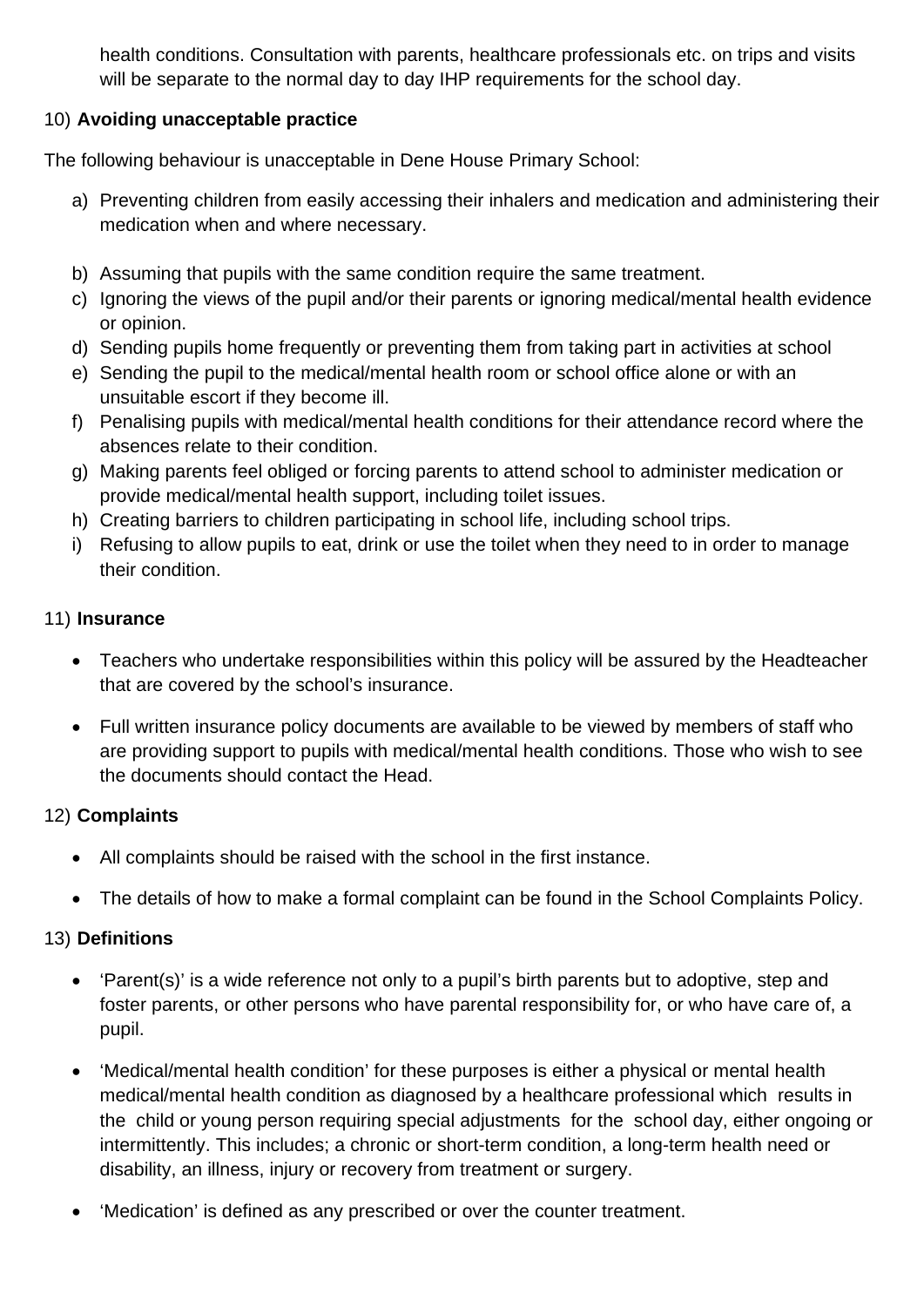health conditions. Consultation with parents, healthcare professionals etc. on trips and visits will be separate to the normal day to day IHP requirements for the school day.

10) **Avoiding unacceptable practice**

The following behaviour is unacceptable in Dene House Primary School:

a) Preventing children from easily accessing their inhalers and medication and administering their medication when and where necessary.
b) Assuming that pupils with the same condition require the same treatment.
c) Ignoring the views of the pupil and/or their parents or ignoring medical/mental health evidence or opinion.
d) Sending pupils home frequently or preventing them from taking part in activities at school
e) Sending the pupil to the medical/mental health room or school office alone or with an unsuitable escort if they become ill.
f) Penalising pupils with medical/mental health conditions for their attendance record where the absences relate to their condition.
g) Making parents feel obliged or forcing parents to attend school to administer medication or provide medical/mental health support, including toilet issues.
h) Creating barriers to children participating in school life, including school trips.
i) Refusing to allow pupils to eat, drink or use the toilet when they need to in order to manage their condition.

11) **Insurance**

- Teachers who undertake responsibilities within this policy will be assured by the Headteacher that are covered by the school's insurance.
- Full written insurance policy documents are available to be viewed by members of staff who are providing support to pupils with medical/mental health conditions. Those who wish to see the documents should contact the Head.

12) **Complaints**

- All complaints should be raised with the school in the first instance.
- The details of how to make a formal complaint can be found in the School Complaints Policy.

13) **Definitions**

- 'Parent(s)' is a wide reference not only to a pupil's birth parents but to adoptive, step and foster parents, or other persons who have parental responsibility for, or who have care of, a pupil.
- 'Medical/mental health condition' for these purposes is either a physical or mental health medical/mental health condition as diagnosed by a healthcare professional which results in the child or young person requiring special adjustments for the school day, either ongoing or intermittently. This includes; a chronic or short-term condition, a long-term health need or disability, an illness, injury or recovery from treatment or surgery.
- 'Medication' is defined as any prescribed or over the counter treatment.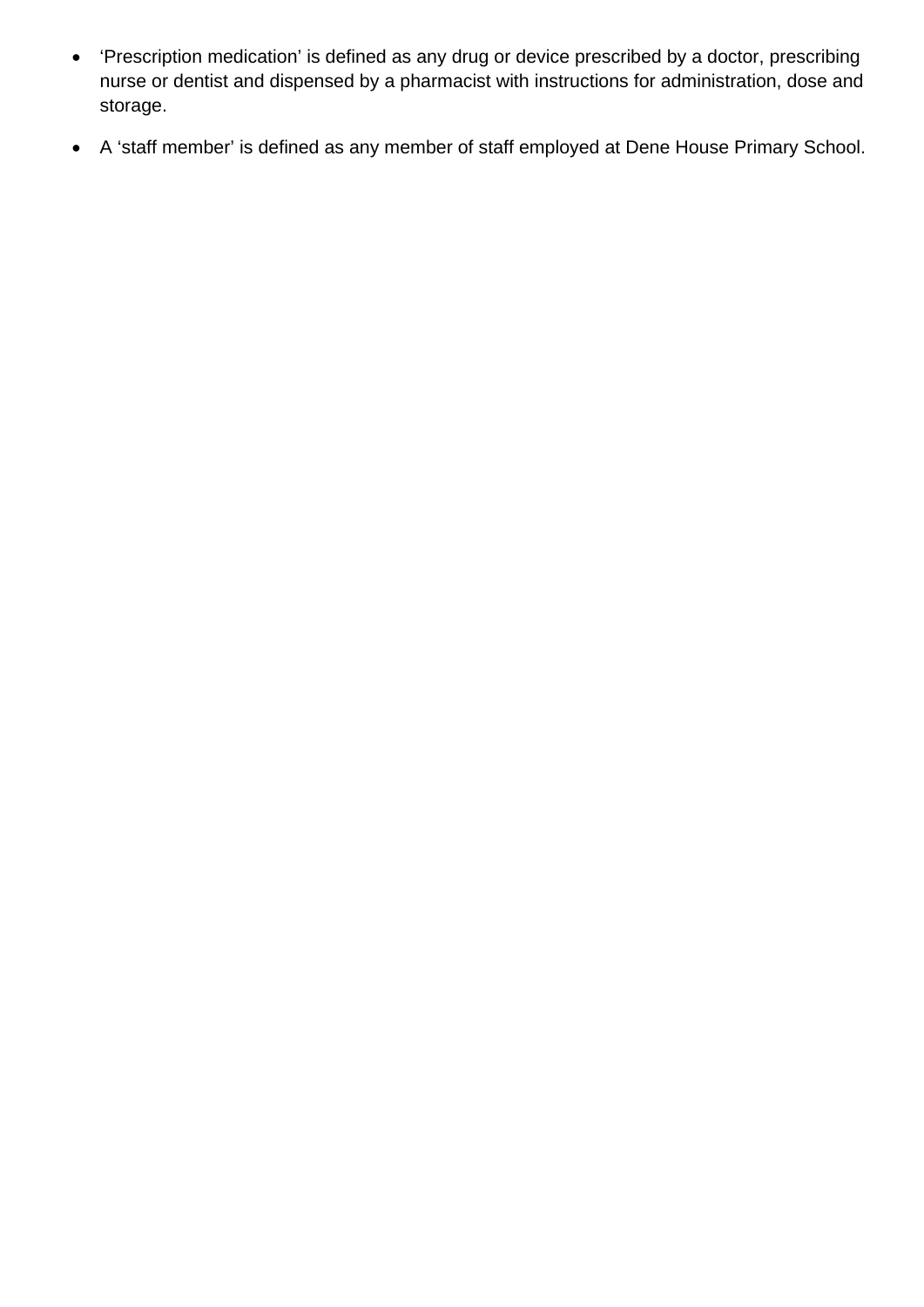- 'Prescription medication' is defined as any drug or device prescribed by a doctor, prescribing nurse or dentist and dispensed by a pharmacist with instructions for administration, dose and storage.
- A 'staff member' is defined as any member of staff employed at Dene House Primary School.